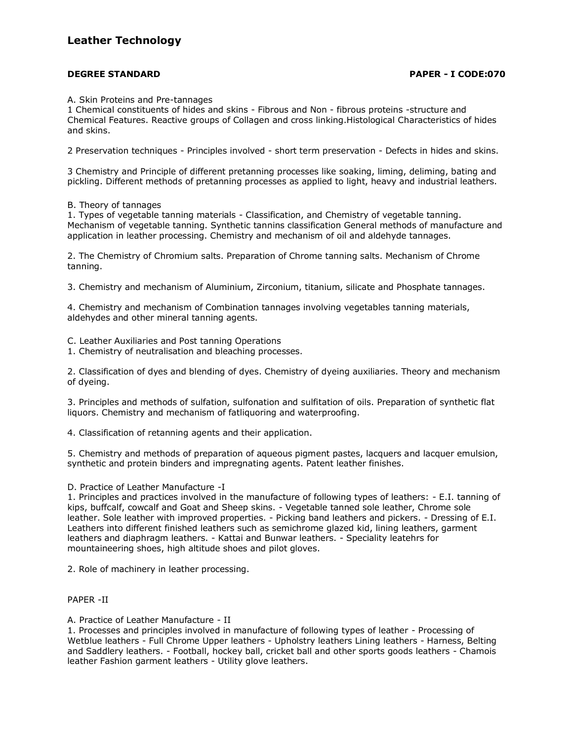# Leather Technology

**DEGREE STANDARD** **PAPER - I CODE:070**

A. Skin Proteins and Pre-tannages

1 Chemical constituents of hides and skins - Fibrous and Non - fibrous proteins -structure and Chemical Features. Reactive groups of Collagen and cross linking.Histological Characteristics of hides and skins.

2 Preservation techniques - Principles involved - short term preservation - Defects in hides and skins.

3 Chemistry and Principle of different pretanning processes like soaking, liming, deliming, bating and pickling. Different methods of pretanning processes as applied to light, heavy and industrial leathers.

B. Theory of tannages

1. Types of vegetable tanning materials - Classification, and Chemistry of vegetable tanning. Mechanism of vegetable tanning. Synthetic tannins classification General methods of manufacture and application in leather processing. Chemistry and mechanism of oil and aldehyde tannages.

2. The Chemistry of Chromium salts. Preparation of Chrome tanning salts. Mechanism of Chrome tanning.

3. Chemistry and mechanism of Aluminium, Zirconium, titanium, silicate and Phosphate tannages.

4. Chemistry and mechanism of Combination tannages involving vegetables tanning materials, aldehydes and other mineral tanning agents.

C. Leather Auxiliaries and Post tanning Operations

1. Chemistry of neutralisation and bleaching processes.

2. Classification of dyes and blending of dyes. Chemistry of dyeing auxiliaries. Theory and mechanism of dyeing.

3. Principles and methods of sulfation, sulfonation and sulfitation of oils. Preparation of synthetic flat liquors. Chemistry and mechanism of fatliquoring and waterproofing.

4. Classification of retanning agents and their application.

5. Chemistry and methods of preparation of aqueous pigment pastes, lacquers and lacquer emulsion, synthetic and protein binders and impregnating agents. Patent leather finishes.

D. Practice of Leather Manufacture -I

1. Principles and practices involved in the manufacture of following types of leathers: - E.I. tanning of kips, buffcalf, cowcalf and Goat and Sheep skins. - Vegetable tanned sole leather, Chrome sole leather. Sole leather with improved properties. - Picking band leathers and pickers. - Dressing of E.I. Leathers into different finished leathers such as semichrome glazed kid, lining leathers, garment leathers and diaphragm leathers. - Kattai and Bunwar leathers. - Speciality leatehrs for mountaineering shoes, high altitude shoes and pilot gloves.

2. Role of machinery in leather processing.

PAPER -II

A. Practice of Leather Manufacture - II

1. Processes and principles involved in manufacture of following types of leather - Processing of Wetblue leathers - Full Chrome Upper leathers - Upholstry leathers Lining leathers - Harness, Belting and Saddlery leathers. - Football, hockey ball, cricket ball and other sports goods leathers - Chamois leather Fashion garment leathers - Utility glove leathers.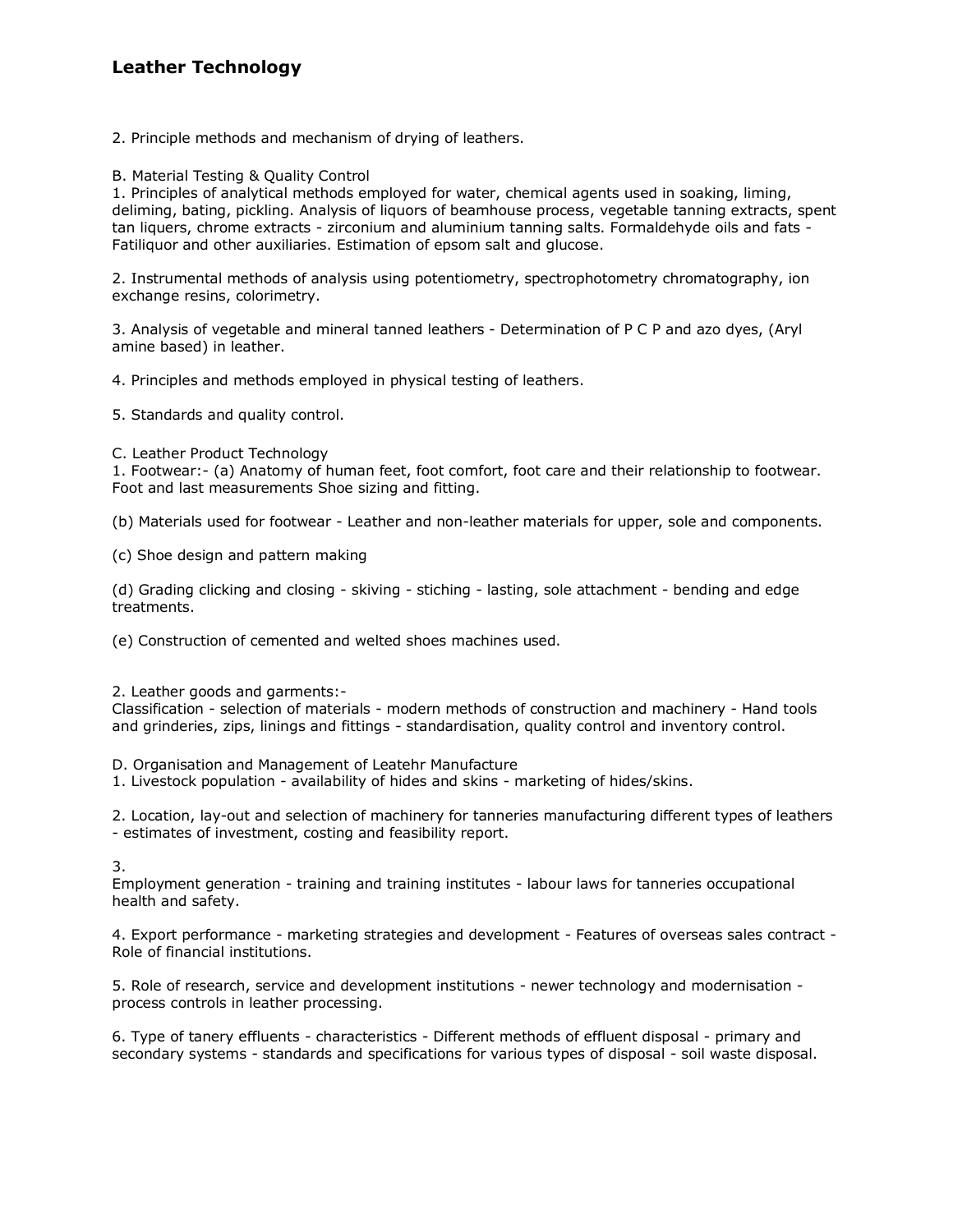## Leather Technology

2. Principle methods and mechanism of drying of leathers.

B. Material Testing & Quality Control

1. Principles of analytical methods employed for water, chemical agents used in soaking, liming, deliming, bating, pickling. Analysis of liquors of beamhouse process, vegetable tanning extracts, spent tan liquers, chrome extracts - zirconium and aluminium tanning salts. Formaldehyde oils and fats - Fatiliquor and other auxiliaries. Estimation of epsom salt and glucose.

2. Instrumental methods of analysis using potentiometry, spectrophotometry chromatography, ion exchange resins, colorimetry.

3. Analysis of vegetable and mineral tanned leathers - Determination of P C P and azo dyes, (Aryl amine based) in leather.

4. Principles and methods employed in physical testing of leathers.

5. Standards and quality control.

C. Leather Product Technology

1. Footwear:- (a) Anatomy of human feet, foot comfort, foot care and their relationship to footwear. Foot and last measurements Shoe sizing and fitting.

(b) Materials used for footwear - Leather and non-leather materials for upper, sole and components.

(c) Shoe design and pattern making

(d) Grading clicking and closing - skiving - stiching - lasting, sole attachment - bending and edge treatments.

(e) Construction of cemented and welted shoes machines used.

2. Leather goods and garments:-
Classification - selection of materials - modern methods of construction and machinery - Hand tools and grinderies, zips, linings and fittings - standardisation, quality control and inventory control.

D. Organisation and Management of Leatehr Manufacture

1. Livestock population - availability of hides and skins - marketing of hides/skins.

2. Location, lay-out and selection of machinery for tanneries manufacturing different types of leathers - estimates of investment, costing and feasibility report.

3.
Employment generation - training and training institutes - labour laws for tanneries occupational health and safety.

4. Export performance - marketing strategies and development - Features of overseas sales contract - Role of financial institutions.

5. Role of research, service and development institutions - newer technology and modernisation - process controls in leather processing.

6. Type of tanery effluents - characteristics - Different methods of effluent disposal - primary and secondary systems - standards and specifications for various types of disposal - soil waste disposal.